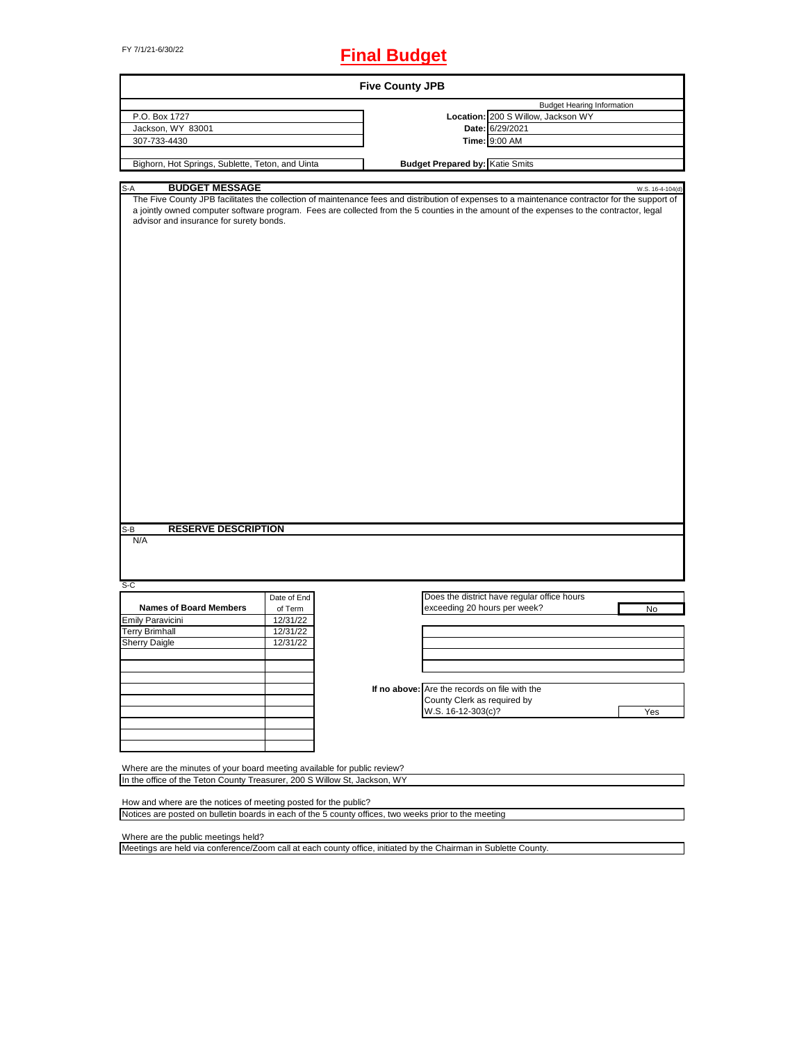FY 7/1/21-6/30/22

# Final Budget

## Five County JPB

| | | |
|---|---|---|
| | | Budget Hearing Information |
| P.O. Box 1727 | **Location:** | 200 S Willow, Jackson WY |
| Jackson, WY 83001 | **Date:** | 6/29/2021 |
| 307-733-4430 | **Time:** | 9:00 AM |
| Bighorn, Hot Springs, Sublette, Teton, and Uinta | **Budget Prepared by:** | Katie Smits |

### S-A BUDGET MESSAGE

W.S. 16-4-104(d)

The Five County JPB facilitates the collection of maintenance fees and distribution of expenses to a maintenance contractor for the support of a jointly owned computer software program. Fees are collected from the 5 counties in the amount of the expenses to the contractor, legal advisor and insurance for surety bonds.

### S-B RESERVE DESCRIPTION

N/A

### S-C

| Names of Board Members | Date of End of Term |
|---|---|
| Emily Paravicini | 12/31/22 |
| Terry Brimhall | 12/31/22 |
| Sherry Daigle | 12/31/22 |

Does the district have regular office hours exceeding 20 hours per week? **No**

If no above: Are the records on file with the County Clerk as required by W.S. 16-12-303(c)? **Yes**

Where are the minutes of your board meeting available for public review?
In the office of the Teton County Treasurer, 200 S Willow St, Jackson, WY

How and where are the notices of meeting posted for the public?
Notices are posted on bulletin boards in each of the 5 county offices, two weeks prior to the meeting

Where are the public meetings held?
Meetings are held via conference/Zoom call at each county office, initiated by the Chairman in Sublette County.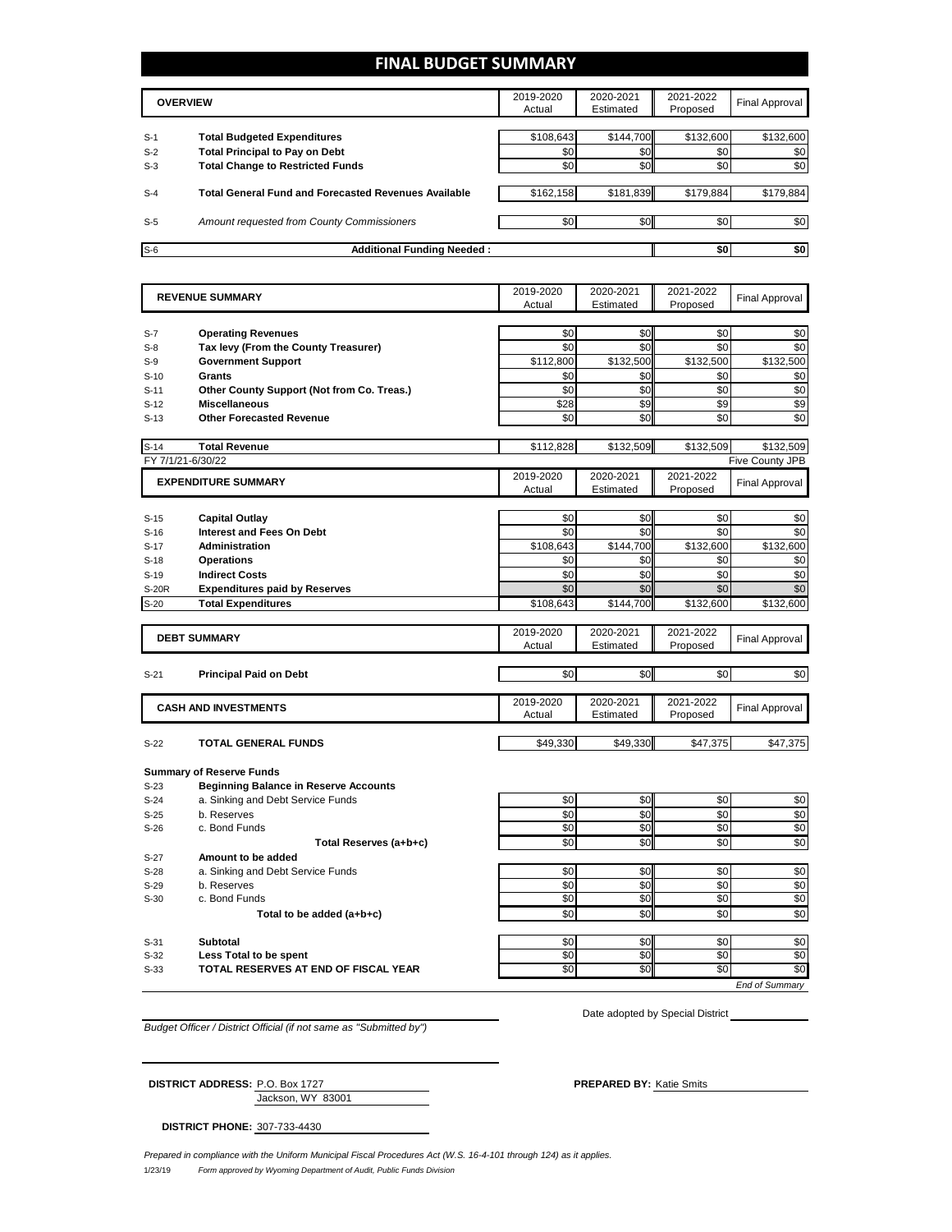# FINAL BUDGET SUMMARY

| | OVERVIEW | 2019-2020 Actual | 2020-2021 Estimated | 2021-2022 Proposed | Final Approval |
|---|---|---|---|---|---|
| S-1 | **Total Budgeted Expenditures** | $108,643 | $144,700 | $132,600 | $132,600 |
| S-2 | **Total Principal to Pay on Debt** | $0 | $0 | $0 | $0 |
| S-3 | **Total Change to Restricted Funds** | $0 | $0 | $0 | $0 |
| S-4 | **Total General Fund and Forecasted Revenues Available** | $162,158 | $181,839 | $179,884 | $179,884 |
| S-5 | *Amount requested from County Commissioners* | $0 | $0 | $0 | $0 |
| S-6 | **Additional Funding Needed :** | | | $0 | $0 |

| | REVENUE SUMMARY | 2019-2020 Actual | 2020-2021 Estimated | 2021-2022 Proposed | Final Approval |
|---|---|---|---|---|---|
| S-7 | **Operating Revenues** | $0 | $0 | $0 | $0 |
| S-8 | **Tax levy (From the County Treasurer)** | $0 | $0 | $0 | $0 |
| S-9 | **Government Support** | $112,800 | $132,500 | $132,500 | $132,500 |
| S-10 | **Grants** | $0 | $0 | $0 | $0 |
| S-11 | **Other County Support (Not from Co. Treas.)** | $0 | $0 | $0 | $0 |
| S-12 | **Miscellaneous** | $28 | $9 | $9 | $9 |
| S-13 | **Other Forecasted Revenue** | $0 | $0 | $0 | $0 |
| S-14 | **Total Revenue** | $112,828 | $132,509 | $132,509 | $132,509 |

FY 7/1/21-6/30/22 | Five County JPB

| | EXPENDITURE SUMMARY | 2019-2020 Actual | 2020-2021 Estimated | 2021-2022 Proposed | Final Approval |
|---|---|---|---|---|---|
| S-15 | **Capital Outlay** | $0 | $0 | $0 | $0 |
| S-16 | **Interest and Fees On Debt** | $0 | $0 | $0 | $0 |
| S-17 | **Administration** | $108,643 | $144,700 | $132,600 | $132,600 |
| S-18 | **Operations** | $0 | $0 | $0 | $0 |
| S-19 | **Indirect Costs** | $0 | $0 | $0 | $0 |
| S-20R | **Expenditures paid by Reserves** | $0 | $0 | $0 | $0 |
| S-20 | **Total Expenditures** | $108,643 | $144,700 | $132,600 | $132,600 |

| | DEBT SUMMARY | 2019-2020 Actual | 2020-2021 Estimated | 2021-2022 Proposed | Final Approval |
|---|---|---|---|---|---|
| S-21 | **Principal Paid on Debt** | $0 | $0 | $0 | $0 |

| | CASH AND INVESTMENTS | 2019-2020 Actual | 2020-2021 Estimated | 2021-2022 Proposed | Final Approval |
|---|---|---|---|---|---|
| S-22 | **TOTAL GENERAL FUNDS** | $49,330 | $49,330 | $47,375 | $47,375 |

**Summary of Reserve Funds**

| | | 2019-2020 Actual | 2020-2021 Estimated | 2021-2022 Proposed | Final Approval |
|---|---|---|---|---|---|
| S-23 | **Beginning Balance in Reserve Accounts** | | | | |
| S-24 | a. Sinking and Debt Service Funds | $0 | $0 | $0 | $0 |
| S-25 | b. Reserves | $0 | $0 | $0 | $0 |
| S-26 | c. Bond Funds | $0 | $0 | $0 | $0 |
| | **Total Reserves (a+b+c)** | $0 | $0 | $0 | $0 |
| S-27 | **Amount to be added** | | | | |
| S-28 | a. Sinking and Debt Service Funds | $0 | $0 | $0 | $0 |
| S-29 | b. Reserves | $0 | $0 | $0 | $0 |
| S-30 | c. Bond Funds | $0 | $0 | $0 | $0 |
| | **Total to be added (a+b+c)** | $0 | $0 | $0 | $0 |
| S-31 | **Subtotal** | $0 | $0 | $0 | $0 |
| S-32 | **Less Total to be spent** | $0 | $0 | $0 | $0 |
| S-33 | **TOTAL RESERVES AT END OF FISCAL YEAR** | $0 | $0 | $0 | $0 |

*End of Summary*

*Budget Officer / District Official (if not same as "Submitted by")*

Date adopted by Special District

**DISTRICT ADDRESS:** P.O. Box 1727
Jackson, WY 83001

**PREPARED BY:** Katie Smits

**DISTRICT PHONE:** 307-733-4430

*Prepared in compliance with the Uniform Municipal Fiscal Procedures Act (W.S. 16-4-101 through 124) as it applies.*

1/23/19 *Form approved by Wyoming Department of Audit, Public Funds Division*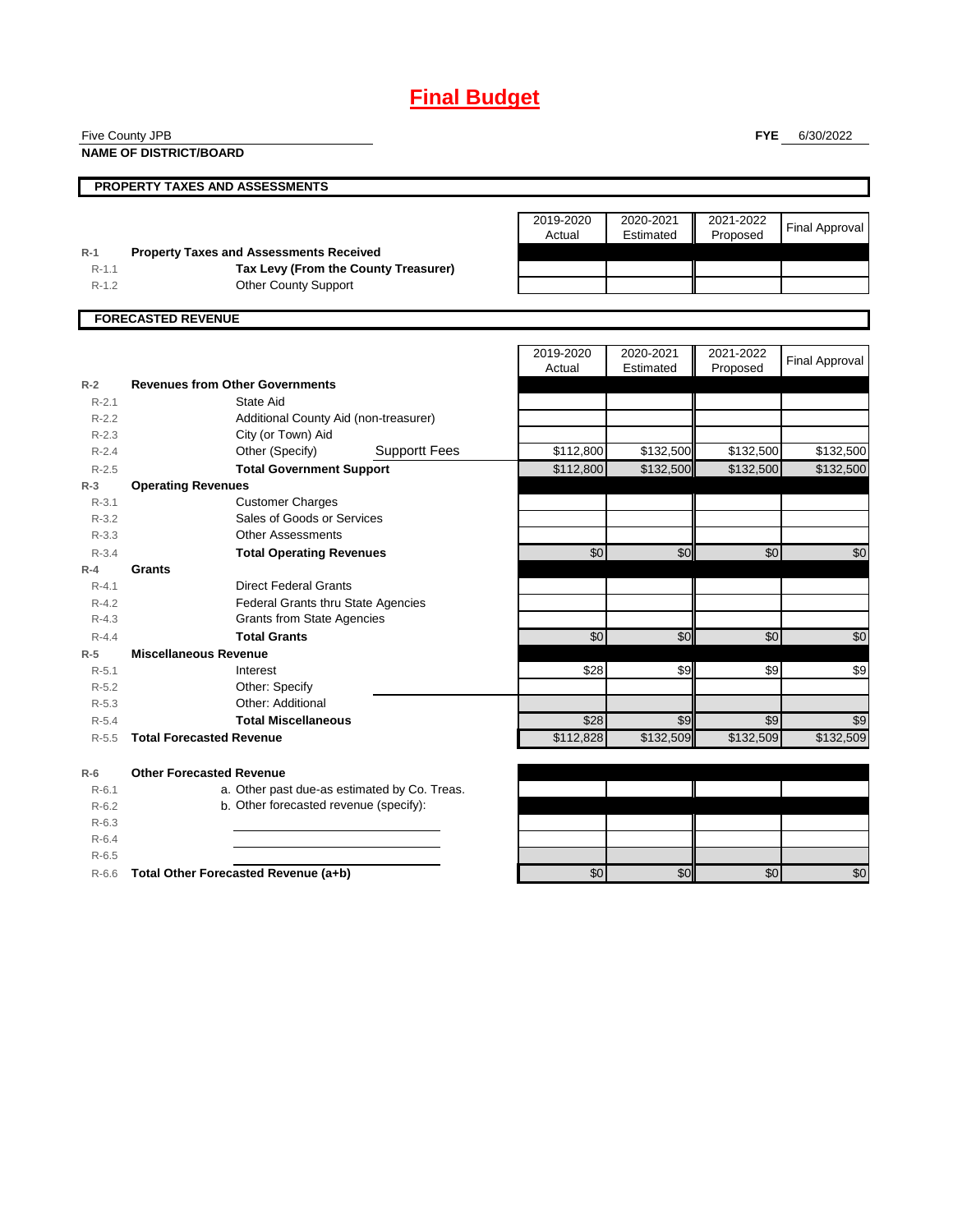# Final Budget

Five County JPB

**NAME OF DISTRICT/BOARD**

**FYE** 6/30/2022

## PROPERTY TAXES AND ASSESSMENTS

| | | 2019-2020 Actual | 2020-2021 Estimated | 2021-2022 Proposed | Final Approval |
|---|---|---|---|---|---|
| R-1 | **Property Taxes and Assessments Received** | | | | |
| R-1.1 | **Tax Levy (From the County Treasurer)** | | | | |
| R-1.2 | Other County Support | | | | |

## FORECASTED REVENUE

| | | 2019-2020 Actual | 2020-2021 Estimated | 2021-2022 Proposed | Final Approval |
|---|---|---|---|---|---|
| R-2 | **Revenues from Other Governments** | | | | |
| R-2.1 | State Aid | | | | |
| R-2.2 | Additional County Aid (non-treasurer) | | | | |
| R-2.3 | City (or Town) Aid | | | | |
| R-2.4 | Other (Specify) Supportt Fees | $112,800 | $132,500 | $132,500 | $132,500 |
| R-2.5 | **Total Government Support** | $112,800 | $132,500 | $132,500 | $132,500 |
| R-3 | **Operating Revenues** | | | | |
| R-3.1 | Customer Charges | | | | |
| R-3.2 | Sales of Goods or Services | | | | |
| R-3.3 | Other Assessments | | | | |
| R-3.4 | **Total Operating Revenues** | $0 | $0 | $0 | $0 |
| R-4 | **Grants** | | | | |
| R-4.1 | Direct Federal Grants | | | | |
| R-4.2 | Federal Grants thru State Agencies | | | | |
| R-4.3 | Grants from State Agencies | | | | |
| R-4.4 | **Total Grants** | $0 | $0 | $0 | $0 |
| R-5 | **Miscellaneous Revenue** | | | | |
| R-5.1 | Interest | $28 | $9 | $9 | $9 |
| R-5.2 | Other: Specify | | | | |
| R-5.3 | Other: Additional | | | | |
| R-5.4 | **Total Miscellaneous** | $28 | $9 | $9 | $9 |
| R-5.5 | **Total Forecasted Revenue** | $112,828 | $132,509 | $132,509 | $132,509 |
| R-6 | **Other Forecasted Revenue** | | | | |
| R-6.1 | a. Other past due-as estimated by Co. Treas. | | | | |
| R-6.2 | b. Other forecasted revenue (specify): | | | | |
| R-6.3 | | | | | |
| R-6.4 | | | | | |
| R-6.5 | | | | | |
| R-6.6 | **Total Other Forecasted Revenue (a+b)** | $0 | $0 | $0 | $0 |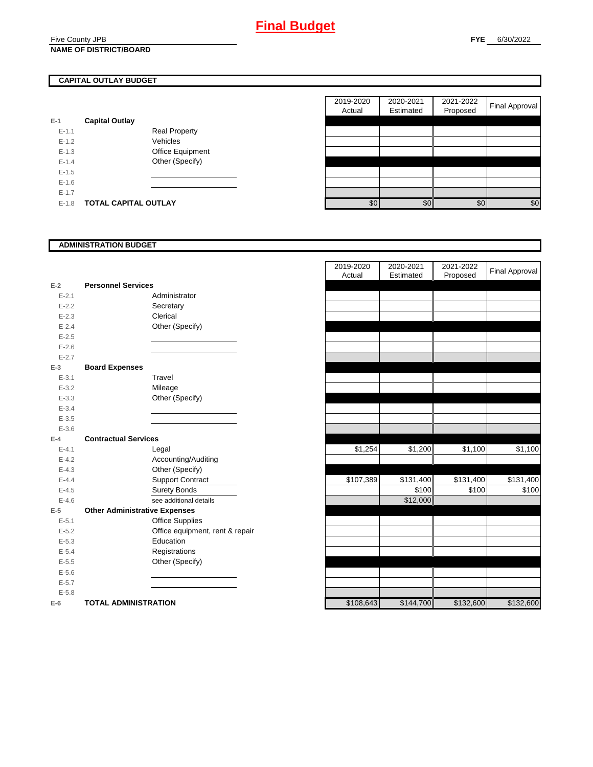# Final Budget

Five County JPB
**NAME OF DISTRICT/BOARD**

**FYE** 6/30/2022

## CAPITAL OUTLAY BUDGET

| | | | 2019-2020 Actual | 2020-2021 Estimated | 2021-2022 Proposed | Final Approval |
|---|---|---|---|---|---|---|
| E-1 | **Capital Outlay** | | | | | |
| E-1.1 | | Real Property | | | | |
| E-1.2 | | Vehicles | | | | |
| E-1.3 | | Office Equipment | | | | |
| E-1.4 | | Other (Specify) | | | | |
| E-1.5 | | | | | | |
| E-1.6 | | | | | | |
| E-1.7 | | | | | | |
| E-1.8 | **TOTAL CAPITAL OUTLAY** | | $0 | $0 | $0 | $0 |

## ADMINISTRATION BUDGET

| | | | 2019-2020 Actual | 2020-2021 Estimated | 2021-2022 Proposed | Final Approval |
|---|---|---|---|---|---|---|
| E-2 | **Personnel Services** | | | | | |
| E-2.1 | | Administrator | | | | |
| E-2.2 | | Secretary | | | | |
| E-2.3 | | Clerical | | | | |
| E-2.4 | | Other (Specify) | | | | |
| E-2.5 | | | | | | |
| E-2.6 | | | | | | |
| E-2.7 | | | | | | |
| E-3 | **Board Expenses** | | | | | |
| E-3.1 | | Travel | | | | |
| E-3.2 | | Mileage | | | | |
| E-3.3 | | Other (Specify) | | | | |
| E-3.4 | | | | | | |
| E-3.5 | | | | | | |
| E-3.6 | | | | | | |
| E-4 | **Contractual Services** | | | | | |
| E-4.1 | | Legal | $1,254 | $1,200 | $1,100 | $1,100 |
| E-4.2 | | Accounting/Auditing | | | | |
| E-4.3 | | Other (Specify) | | | | |
| E-4.4 | | Support Contract | $107,389 | $131,400 | $131,400 | $131,400 |
| E-4.5 | | Surety Bonds | | $100 | $100 | $100 |
| E-4.6 | | see additional details | | $12,000 | | |
| E-5 | **Other Administrative Expenses** | | | | | |
| E-5.1 | | Office Supplies | | | | |
| E-5.2 | | Office equipment, rent & repair | | | | |
| E-5.3 | | Education | | | | |
| E-5.4 | | Registrations | | | | |
| E-5.5 | | Other (Specify) | | | | |
| E-5.6 | | | | | | |
| E-5.7 | | | | | | |
| E-5.8 | | | | | | |
| E-6 | **TOTAL ADMINISTRATION** | | $108,643 | $144,700 | $132,600 | $132,600 |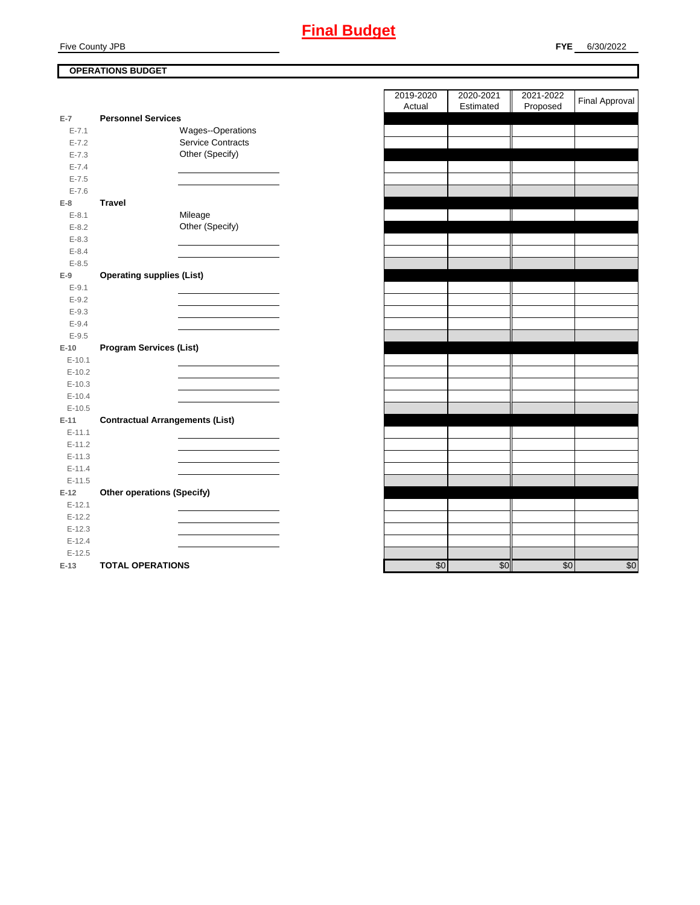# Final Budget

Five County JPB

**FYE** 6/30/2022

**OPERATIONS BUDGET**

| | | | 2019-2020 Actual | 2020-2021 Estimated | 2021-2022 Proposed | Final Approval |
|---|---|---|---|---|---|---|
| E-7 | **Personnel Services** | | | | | |
| E-7.1 | | Wages--Operations | | | | |
| E-7.2 | | Service Contracts | | | | |
| E-7.3 | | Other (Specify) | | | | |
| E-7.4 | | | | | | |
| E-7.5 | | | | | | |
| E-7.6 | | | | | | |
| E-8 | **Travel** | | | | | |
| E-8.1 | | Mileage | | | | |
| E-8.2 | | Other (Specify) | | | | |
| E-8.3 | | | | | | |
| E-8.4 | | | | | | |
| E-8.5 | | | | | | |
| E-9 | **Operating supplies (List)** | | | | | |
| E-9.1 | | | | | | |
| E-9.2 | | | | | | |
| E-9.3 | | | | | | |
| E-9.4 | | | | | | |
| E-9.5 | | | | | | |
| E-10 | **Program Services (List)** | | | | | |
| E-10.1 | | | | | | |
| E-10.2 | | | | | | |
| E-10.3 | | | | | | |
| E-10.4 | | | | | | |
| E-10.5 | | | | | | |
| E-11 | **Contractual Arrangements (List)** | | | | | |
| E-11.1 | | | | | | |
| E-11.2 | | | | | | |
| E-11.3 | | | | | | |
| E-11.4 | | | | | | |
| E-11.5 | | | | | | |
| E-12 | **Other operations (Specify)** | | | | | |
| E-12.1 | | | | | | |
| E-12.2 | | | | | | |
| E-12.3 | | | | | | |
| E-12.4 | | | | | | |
| E-12.5 | | | | | | |
| E-13 | **TOTAL OPERATIONS** | | $0 | $0 | $0 | $0 |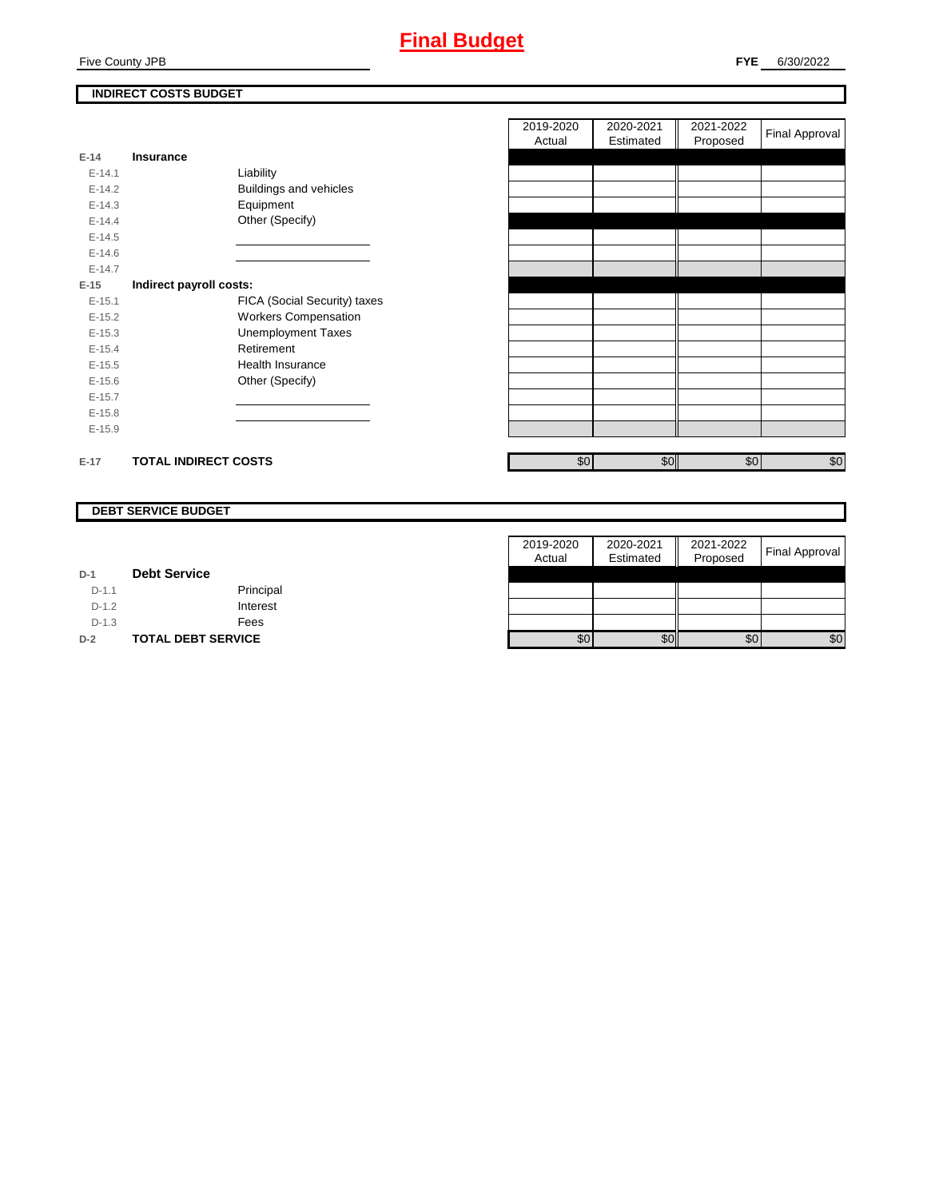# Final Budget

Five County JPB

**FYE** 6/30/2022

## INDIRECT COSTS BUDGET

| | | | 2019-2020 Actual | 2020-2021 Estimated | 2021-2022 Proposed | Final Approval |
|---|---|---|---|---|---|---|
| E-14 | **Insurance** | | | | | |
| E-14.1 | | Liability | | | | |
| E-14.2 | | Buildings and vehicles | | | | |
| E-14.3 | | Equipment | | | | |
| E-14.4 | | Other (Specify) | | | | |
| E-14.5 | | | | | | |
| E-14.6 | | | | | | |
| E-14.7 | | | | | | |
| E-15 | **Indirect payroll costs:** | | | | | |
| E-15.1 | | FICA (Social Security) taxes | | | | |
| E-15.2 | | Workers Compensation | | | | |
| E-15.3 | | Unemployment Taxes | | | | |
| E-15.4 | | Retirement | | | | |
| E-15.5 | | Health Insurance | | | | |
| E-15.6 | | Other (Specify) | | | | |
| E-15.7 | | | | | | |
| E-15.8 | | | | | | |
| E-15.9 | | | | | | |
| E-17 | **TOTAL INDIRECT COSTS** | | $0 | $0 | $0 | $0 |

## DEBT SERVICE BUDGET

| | | | 2019-2020 Actual | 2020-2021 Estimated | 2021-2022 Proposed | Final Approval |
|---|---|---|---|---|---|---|
| D-1 | **Debt Service** | | | | | |
| D-1.1 | | Principal | | | | |
| D-1.2 | | Interest | | | | |
| D-1.3 | | Fees | | | | |
| D-2 | **TOTAL DEBT SERVICE** | | $0 | $0 | $0 | $0 |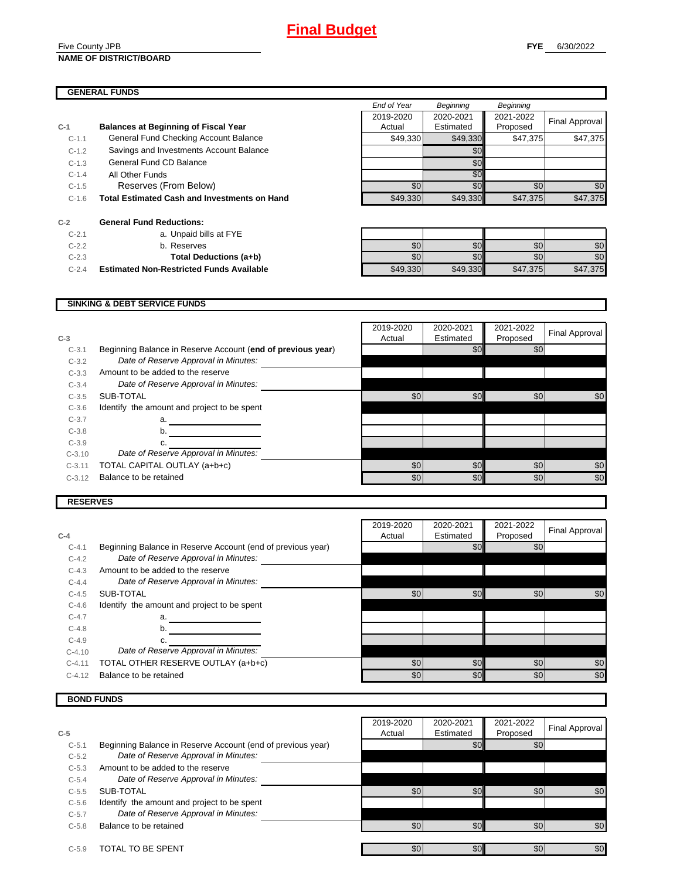# Final Budget

Five County JPB
**NAME OF DISTRICT/BOARD**

**FYE** 6/30/2022

## GENERAL FUNDS

| | | End of Year 2019-2020 Actual | Beginning 2020-2021 Estimated | Beginning 2021-2022 Proposed | Final Approval |
|---|---|---|---|---|---|
| **C-1** | **Balances at Beginning of Fiscal Year** | | | | |
| C-1.1 | General Fund Checking Account Balance | $49,330 | $49,330 | $47,375 | $47,375 |
| C-1.2 | Savings and Investments Account Balance | | $0 | | |
| C-1.3 | General Fund CD Balance | | $0 | | |
| C-1.4 | All Other Funds | | $0 | | |
| C-1.5 | Reserves (From Below) | $0 | $0 | $0 | $0 |
| C-1.6 | **Total Estimated Cash and Investments on Hand** | $49,330 | $49,330 | $47,375 | $47,375 |
| **C-2** | **General Fund Reductions:** | | | | |
| C-2.1 | a. Unpaid bills at FYE | | | | |
| C-2.2 | b. Reserves | $0 | $0 | $0 | $0 |
| C-2.3 | **Total Deductions (a+b)** | $0 | $0 | $0 | $0 |
| C-2.4 | **Estimated Non-Restricted Funds Available** | $49,330 | $49,330 | $47,375 | $47,375 |

## SINKING & DEBT SERVICE FUNDS

| **C-3** | | 2019-2020 Actual | 2020-2021 Estimated | 2021-2022 Proposed | Final Approval |
|---|---|---|---|---|---|
| C-3.1 | Beginning Balance in Reserve Account (**end of previous year**) | | $0 | $0 | |
| C-3.2 | *Date of Reserve Approval in Minutes:* | | | | |
| C-3.3 | Amount to be added to the reserve | | | | |
| C-3.4 | *Date of Reserve Approval in Minutes:* | | | | |
| C-3.5 | SUB-TOTAL | $0 | $0 | $0 | $0 |
| C-3.6 | Identify the amount and project to be spent | | | | |
| C-3.7 | a. | | | | |
| C-3.8 | b. | | | | |
| C-3.9 | c. | | | | |
| C-3.10 | *Date of Reserve Approval in Minutes:* | | | | |
| C-3.11 | TOTAL CAPITAL OUTLAY (a+b+c) | $0 | $0 | $0 | $0 |
| C-3.12 | Balance to be retained | $0 | $0 | $0 | $0 |

## RESERVES

| **C-4** | | 2019-2020 Actual | 2020-2021 Estimated | 2021-2022 Proposed | Final Approval |
|---|---|---|---|---|---|
| C-4.1 | Beginning Balance in Reserve Account (end of previous year) | | $0 | $0 | |
| C-4.2 | *Date of Reserve Approval in Minutes:* | | | | |
| C-4.3 | Amount to be added to the reserve | | | | |
| C-4.4 | *Date of Reserve Approval in Minutes:* | | | | |
| C-4.5 | SUB-TOTAL | $0 | $0 | $0 | $0 |
| C-4.6 | Identify the amount and project to be spent | | | | |
| C-4.7 | a. | | | | |
| C-4.8 | b. | | | | |
| C-4.9 | c. | | | | |
| C-4.10 | *Date of Reserve Approval in Minutes:* | | | | |
| C-4.11 | TOTAL OTHER RESERVE OUTLAY (a+b+c) | $0 | $0 | $0 | $0 |
| C-4.12 | Balance to be retained | $0 | $0 | $0 | $0 |

## BOND FUNDS

| **C-5** | | 2019-2020 Actual | 2020-2021 Estimated | 2021-2022 Proposed | Final Approval |
|---|---|---|---|---|---|
| C-5.1 | Beginning Balance in Reserve Account (end of previous year) | | $0 | $0 | |
| C-5.2 | *Date of Reserve Approval in Minutes:* | | | | |
| C-5.3 | Amount to be added to the reserve | | | | |
| C-5.4 | *Date of Reserve Approval in Minutes:* | | | | |
| C-5.5 | SUB-TOTAL | $0 | $0 | $0 | $0 |
| C-5.6 | Identify the amount and project to be spent | | | | |
| C-5.7 | *Date of Reserve Approval in Minutes:* | | | | |
| C-5.8 | Balance to be retained | $0 | $0 | $0 | $0 |
| C-5.9 | TOTAL TO BE SPENT | $0 | $0 | $0 | $0 |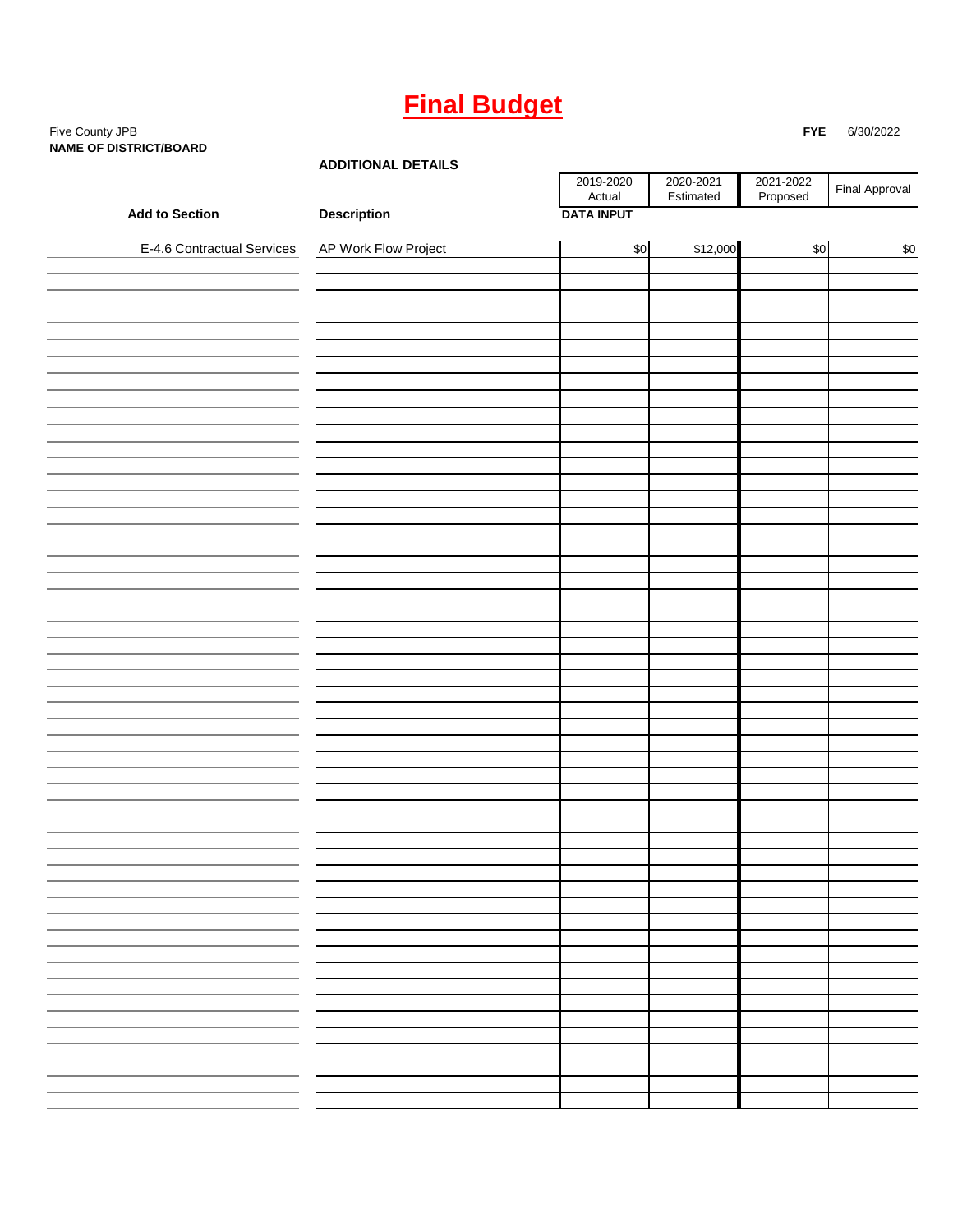# Final Budget

Five County JPB
**NAME OF DISTRICT/BOARD**

**FYE** 6/30/2022

**ADDITIONAL DETAILS**

| **Add to Section** | **Description** | 2019-2020 Actual | 2020-2021 Estimated | 2021-2022 Proposed | Final Approval |
|---|---|---|---|---|---|
| | | **DATA INPUT** | | | |
| E-4.6 Contractual Services | AP Work Flow Project | $0 | $12,000 | $0 | $0 |